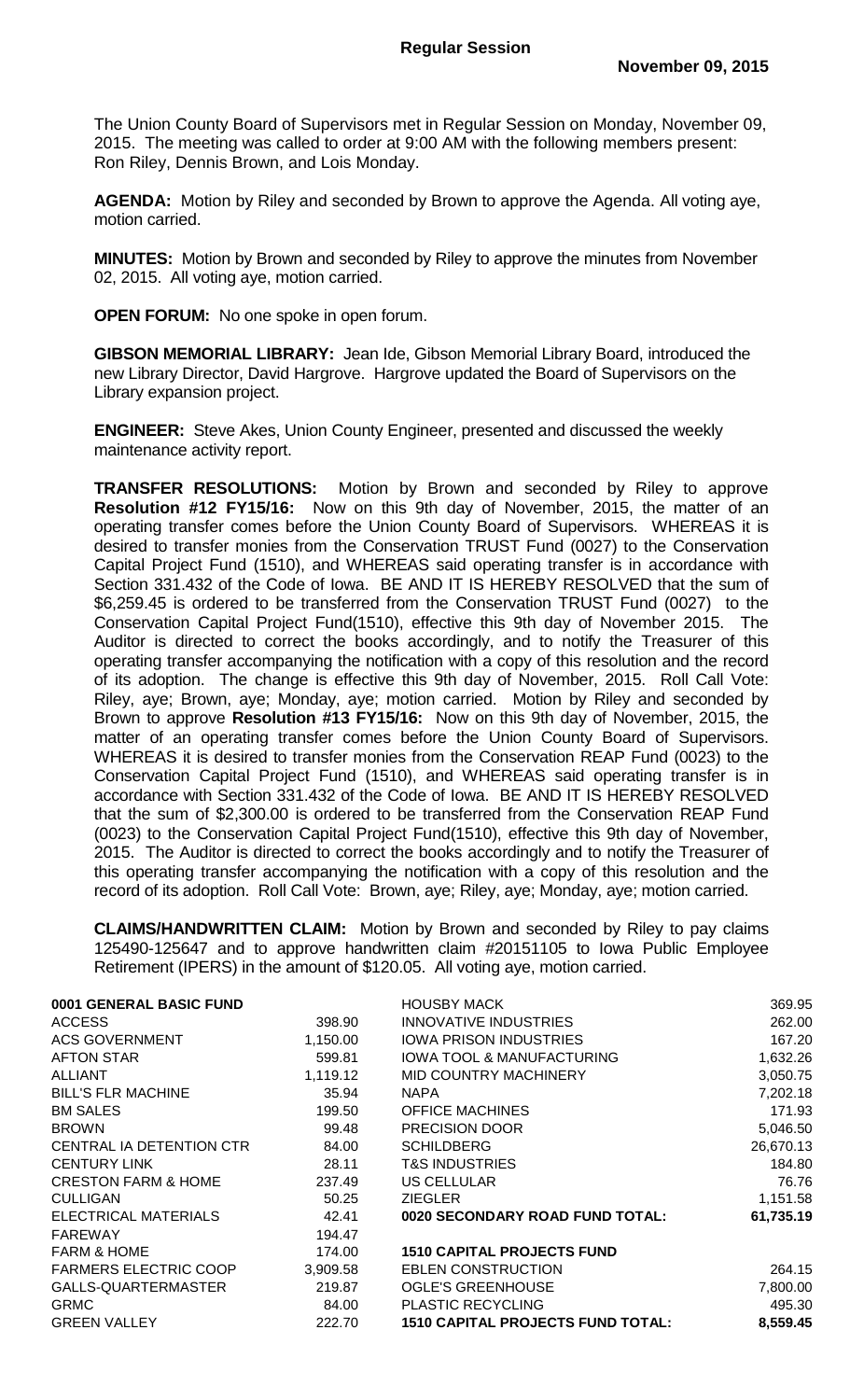**Regular Session**

**November 09, 2015**

The Union County Board of Supervisors met in Regular Session on Monday, November 09, 2015. The meeting was called to order at 9:00 AM with the following members present: Ron Riley, Dennis Brown, and Lois Monday.

**AGENDA:** Motion by Riley and seconded by Brown to approve the Agenda. All voting aye, motion carried.

**MINUTES:** Motion by Brown and seconded by Riley to approve the minutes from November 02, 2015. All voting aye, motion carried.

**OPEN FORUM:** No one spoke in open forum.

**GIBSON MEMORIAL LIBRARY:** Jean Ide, Gibson Memorial Library Board, introduced the new Library Director, David Hargrove. Hargrove updated the Board of Supervisors on the Library expansion project.

**ENGINEER:** Steve Akes, Union County Engineer, presented and discussed the weekly maintenance activity report.

**TRANSFER RESOLUTIONS:** Motion by Brown and seconded by Riley to approve **Resolution #12 FY15/16:** Now on this 9th day of November, 2015, the matter of an operating transfer comes before the Union County Board of Supervisors. WHEREAS it is desired to transfer monies from the Conservation TRUST Fund (0027) to the Conservation Capital Project Fund (1510), and WHEREAS said operating transfer is in accordance with Section 331.432 of the Code of Iowa. BE AND IT IS HEREBY RESOLVED that the sum of $6,259.45 is ordered to be transferred from the Conservation TRUST Fund (0027) to the Conservation Capital Project Fund(1510), effective this 9th day of November 2015. The Auditor is directed to correct the books accordingly, and to notify the Treasurer of this operating transfer accompanying the notification with a copy of this resolution and the record of its adoption. The change is effective this 9th day of November, 2015. Roll Call Vote: Riley, aye; Brown, aye; Monday, aye; motion carried. Motion by Riley and seconded by Brown to approve **Resolution #13 FY15/16:** Now on this 9th day of November, 2015, the matter of an operating transfer comes before the Union County Board of Supervisors. WHEREAS it is desired to transfer monies from the Conservation REAP Fund (0023) to the Conservation Capital Project Fund (1510), and WHEREAS said operating transfer is in accordance with Section 331.432 of the Code of Iowa. BE AND IT IS HEREBY RESOLVED that the sum of $2,300.00 is ordered to be transferred from the Conservation REAP Fund (0023) to the Conservation Capital Project Fund(1510), effective this 9th day of November, 2015. The Auditor is directed to correct the books accordingly and to notify the Treasurer of this operating transfer accompanying the notification with a copy of this resolution and the record of its adoption. Roll Call Vote: Brown, aye; Riley, aye; Monday, aye; motion carried.

**CLAIMS/HANDWRITTEN CLAIM:** Motion by Brown and seconded by Riley to pay claims 125490-125647 and to approve handwritten claim #20151105 to Iowa Public Employee Retirement (IPERS) in the amount of $120.05. All voting aye, motion carried.

| | |
|---|---|
| **0001 GENERAL BASIC FUND** | |
| ACCESS | 398.90 |
| ACS GOVERNMENT | 1,150.00 |
| AFTON STAR | 599.81 |
| ALLIANT | 1,119.12 |
| BILL'S FLR MACHINE | 35.94 |
| BM SALES | 199.50 |
| BROWN | 99.48 |
| CENTRAL IA DETENTION CTR | 84.00 |
| CENTURY LINK | 28.11 |
| CRESTON FARM & HOME | 237.49 |
| CULLIGAN | 50.25 |
| ELECTRICAL MATERIALS | 42.41 |
| FAREWAY | 194.47 |
| FARM & HOME | 174.00 |
| FARMERS ELECTRIC COOP | 3,909.58 |
| GALLS-QUARTERMASTER | 219.87 |
| GRMC | 84.00 |
| GREEN VALLEY | 222.70 |

| | |
|---|---|
| HOUSBY MACK | 369.95 |
| INNOVATIVE INDUSTRIES | 262.00 |
| IOWA PRISON INDUSTRIES | 167.20 |
| IOWA TOOL & MANUFACTURING | 1,632.26 |
| MID COUNTRY MACHINERY | 3,050.75 |
| NAPA | 7,202.18 |
| OFFICE MACHINES | 171.93 |
| PRECISION DOOR | 5,046.50 |
| SCHILDBERG | 26,670.13 |
| T&S INDUSTRIES | 184.80 |
| US CELLULAR | 76.76 |
| ZIEGLER | 1,151.58 |
| **0020 SECONDARY ROAD FUND TOTAL:** | **61,735.19** |
| | |
| **1510 CAPITAL PROJECTS FUND** | |
| EBLEN CONSTRUCTION | 264.15 |
| OGLE'S GREENHOUSE | 7,800.00 |
| PLASTIC RECYCLING | 495.30 |
| **1510 CAPITAL PROJECTS FUND TOTAL:** | **8,559.45** |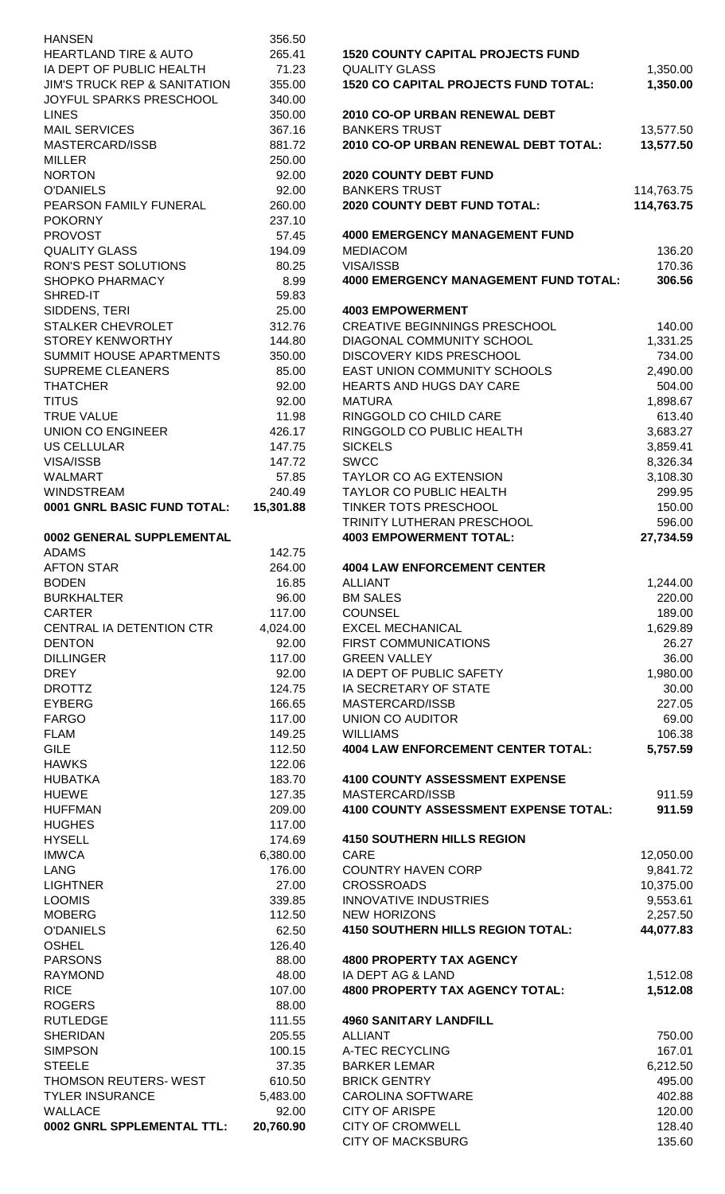| | |
|---|---|
| HANSEN | 356.50 |
| HEARTLAND TIRE & AUTO | 265.41 |
| IA DEPT OF PUBLIC HEALTH | 71.23 |
| JIM'S TRUCK REP & SANITATION | 355.00 |
| JOYFUL SPARKS PRESCHOOL | 340.00 |
| LINES | 350.00 |
| MAIL SERVICES | 367.16 |
| MASTERCARD/ISSB | 881.72 |
| MILLER | 250.00 |
| NORTON | 92.00 |
| O'DANIELS | 92.00 |
| PEARSON FAMILY FUNERAL | 260.00 |
| POKORNY | 237.10 |
| PROVOST | 57.45 |
| QUALITY GLASS | 194.09 |
| RON'S PEST SOLUTIONS | 80.25 |
| SHOPKO PHARMACY | 8.99 |
| SHRED-IT | 59.83 |
| SIDDENS, TERI | 25.00 |
| STALKER CHEVROLET | 312.76 |
| STOREY KENWORTHY | 144.80 |
| SUMMIT HOUSE APARTMENTS | 350.00 |
| SUPREME CLEANERS | 85.00 |
| THATCHER | 92.00 |
| TITUS | 92.00 |
| TRUE VALUE | 11.98 |
| UNION CO ENGINEER | 426.17 |
| US CELLULAR | 147.75 |
| VISA/ISSB | 147.72 |
| WALMART | 57.85 |
| WINDSTREAM | 240.49 |
| **0001 GNRL BASIC FUND TOTAL:** | **15,301.88** |

**0002 GENERAL SUPPLEMENTAL**

| | |
|---|---|
| ADAMS | 142.75 |
| AFTON STAR | 264.00 |
| BODEN | 16.85 |
| BURKHALTER | 96.00 |
| CARTER | 117.00 |
| CENTRAL IA DETENTION CTR | 4,024.00 |
| DENTON | 92.00 |
| DILLINGER | 117.00 |
| DREY | 92.00 |
| DROTTZ | 124.75 |
| EYBERG | 166.65 |
| FARGO | 117.00 |
| FLAM | 149.25 |
| GILE | 112.50 |
| HAWKS | 122.06 |
| HUBATKA | 183.70 |
| HUEWE | 127.35 |
| HUFFMAN | 209.00 |
| HUGHES | 117.00 |
| HYSELL | 174.69 |
| IMWCA | 6,380.00 |
| LANG | 176.00 |
| LIGHTNER | 27.00 |
| LOOMIS | 339.85 |
| MOBERG | 112.50 |
| O'DANIELS | 62.50 |
| OSHEL | 126.40 |
| PARSONS | 88.00 |
| RAYMOND | 48.00 |
| RICE | 107.00 |
| ROGERS | 88.00 |
| RUTLEDGE | 111.55 |
| SHERIDAN | 205.55 |
| SIMPSON | 100.15 |
| STEELE | 37.35 |
| THOMSON REUTERS- WEST | 610.50 |
| TYLER INSURANCE | 5,483.00 |
| WALLACE | 92.00 |
| **0002 GNRL SPPLEMENTAL TTL:** | **20,760.90** |

**1520 COUNTY CAPITAL PROJECTS FUND**

| | |
|---|---|
| QUALITY GLASS | 1,350.00 |
| **1520 CO CAPITAL PROJECTS FUND TOTAL:** | **1,350.00** |

**2010 CO-OP URBAN RENEWAL DEBT**

| | |
|---|---|
| BANKERS TRUST | 13,577.50 |
| **2010 CO-OP URBAN RENEWAL DEBT TOTAL:** | **13,577.50** |

**2020 COUNTY DEBT FUND**

| | |
|---|---|
| BANKERS TRUST | 114,763.75 |
| **2020 COUNTY DEBT FUND TOTAL:** | **114,763.75** |

**4000 EMERGENCY MANAGEMENT FUND**

| | |
|---|---|
| MEDIACOM | 136.20 |
| VISA/ISSB | 170.36 |
| **4000 EMERGENCY MANAGEMENT FUND TOTAL:** | **306.56** |

**4003 EMPOWERMENT**

| | |
|---|---|
| CREATIVE BEGINNINGS PRESCHOOL | 140.00 |
| DIAGONAL COMMUNITY SCHOOL | 1,331.25 |
| DISCOVERY KIDS PRESCHOOL | 734.00 |
| EAST UNION COMMUNITY SCHOOLS | 2,490.00 |
| HEARTS AND HUGS DAY CARE | 504.00 |
| MATURA | 1,898.67 |
| RINGGOLD CO CHILD CARE | 613.40 |
| RINGGOLD CO PUBLIC HEALTH | 3,683.27 |
| SICKELS | 3,859.41 |
| SWCC | 8,326.34 |
| TAYLOR CO AG EXTENSION | 3,108.30 |
| TAYLOR CO PUBLIC HEALTH | 299.95 |
| TINKER TOTS PRESCHOOL | 150.00 |
| TRINITY LUTHERAN PRESCHOOL | 596.00 |
| **4003 EMPOWERMENT TOTAL:** | **27,734.59** |

**4004 LAW ENFORCEMENT CENTER**

| | |
|---|---|
| ALLIANT | 1,244.00 |
| BM SALES | 220.00 |
| COUNSEL | 189.00 |
| EXCEL MECHANICAL | 1,629.89 |
| FIRST COMMUNICATIONS | 26.27 |
| GREEN VALLEY | 36.00 |
| IA DEPT OF PUBLIC SAFETY | 1,980.00 |
| IA SECRETARY OF STATE | 30.00 |
| MASTERCARD/ISSB | 227.05 |
| UNION CO AUDITOR | 69.00 |
| WILLIAMS | 106.38 |
| **4004 LAW ENFORCEMENT CENTER TOTAL:** | **5,757.59** |

**4100 COUNTY ASSESSMENT EXPENSE**

| | |
|---|---|
| MASTERCARD/ISSB | 911.59 |
| **4100 COUNTY ASSESSMENT EXPENSE TOTAL:** | **911.59** |

**4150 SOUTHERN HILLS REGION**

| | |
|---|---|
| CARE | 12,050.00 |
| COUNTRY HAVEN CORP | 9,841.72 |
| CROSSROADS | 10,375.00 |
| INNOVATIVE INDUSTRIES | 9,553.61 |
| NEW HORIZONS | 2,257.50 |
| **4150 SOUTHERN HILLS REGION TOTAL:** | **44,077.83** |

**4800 PROPERTY TAX AGENCY**

| | |
|---|---|
| IA DEPT AG & LAND | 1,512.08 |
| **4800 PROPERTY TAX AGENCY TOTAL:** | **1,512.08** |

**4960 SANITARY LANDFILL**

| | |
|---|---|
| ALLIANT | 750.00 |
| A-TEC RECYCLING | 167.01 |
| BARKER LEMAR | 6,212.50 |
| BRICK GENTRY | 495.00 |
| CAROLINA SOFTWARE | 402.88 |
| CITY OF ARISPE | 120.00 |
| CITY OF CROMWELL | 128.40 |
| CITY OF MACKSBURG | 135.60 |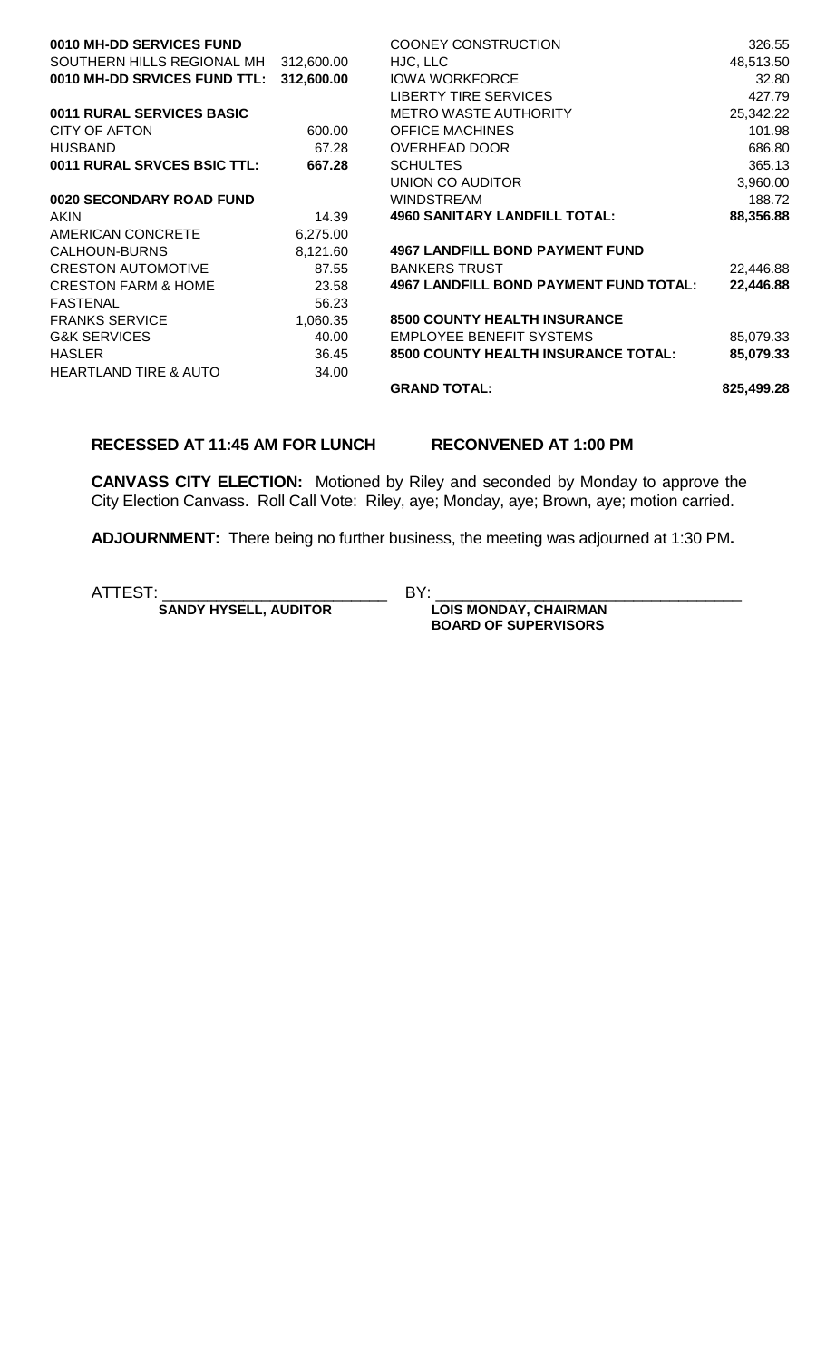| | |
|---|---|
| **0010 MH-DD SERVICES FUND** | |
| SOUTHERN HILLS REGIONAL MH | 312,600.00 |
| **0010 MH-DD SRVICES FUND TTL:** | **312,600.00** |
| | |
| **0011 RURAL SERVICES BASIC** | |
| CITY OF AFTON | 600.00 |
| HUSBAND | 67.28 |
| **0011 RURAL SRVCES BSIC TTL:** | **667.28** |
| | |
| **0020 SECONDARY ROAD FUND** | |
| AKIN | 14.39 |
| AMERICAN CONCRETE | 6,275.00 |
| CALHOUN-BURNS | 8,121.60 |
| CRESTON AUTOMOTIVE | 87.55 |
| CRESTON FARM & HOME | 23.58 |
| FASTENAL | 56.23 |
| FRANKS SERVICE | 1,060.35 |
| G&K SERVICES | 40.00 |
| HASLER | 36.45 |
| HEARTLAND TIRE & AUTO | 34.00 |
| COONEY CONSTRUCTION | 326.55 |
| HJC, LLC | 48,513.50 |
| IOWA WORKFORCE | 32.80 |
| LIBERTY TIRE SERVICES | 427.79 |
| METRO WASTE AUTHORITY | 25,342.22 |
| OFFICE MACHINES | 101.98 |
| OVERHEAD DOOR | 686.80 |
| SCHULTES | 365.13 |
| UNION CO AUDITOR | 3,960.00 |
| WINDSTREAM | 188.72 |
| **4960 SANITARY LANDFILL TOTAL:** | **88,356.88** |
| | |
| **4967 LANDFILL BOND PAYMENT FUND** | |
| BANKERS TRUST | 22,446.88 |
| **4967 LANDFILL BOND PAYMENT FUND TOTAL:** | **22,446.88** |
| | |
| **8500 COUNTY HEALTH INSURANCE** | |
| EMPLOYEE BENEFIT SYSTEMS | 85,079.33 |
| **8500 COUNTY HEALTH INSURANCE TOTAL:** | **85,079.33** |
| | |
| **GRAND TOTAL:** | **825,499.28** |

**RECESSED AT 11:45 AM FOR LUNCH RECONVENED AT 1:00 PM**

**CANVASS CITY ELECTION:** Motioned by Riley and seconded by Monday to approve the City Election Canvass. Roll Call Vote: Riley, aye; Monday, aye; Brown, aye; motion carried.

**ADJOURNMENT:** There being no further business, the meeting was adjourned at 1:30 PM**.**

ATTEST: ___________________________ BY: ___________________________________

**SANDY HYSELL, AUDITOR**

**LOIS MONDAY, CHAIRMAN**
**BOARD OF SUPERVISORS**